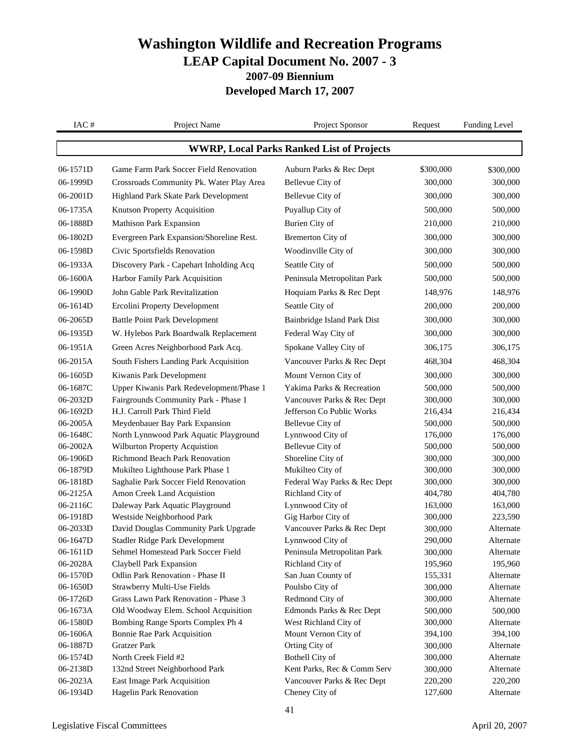# Washington Wildlife and Recreation Programs

## LEAP Capital Document No. 2007 - 3

### 2007-09 Biennium

### Developed March 17, 2007

| IAC # | Project Name | Project Sponsor | Request | Funding Level |
|---|---|---|---|---|
| | **WWRP, Local Parks Ranked List of Projects** | | | |
| 06-1571D | Game Farm Park Soccer Field Renovation | Auburn Parks & Rec Dept | $300,000 | $300,000 |
| 06-1999D | Crossroads Community Pk. Water Play Area | Bellevue City of | 300,000 | 300,000 |
| 06-2001D | Highland Park Skate Park Development | Bellevue City of | 300,000 | 300,000 |
| 06-1735A | Knutson Property Acquisition | Puyallup City of | 500,000 | 500,000 |
| 06-1888D | Mathison Park Expansion | Burien City of | 210,000 | 210,000 |
| 06-1802D | Evergreen Park Expansion/Shoreline Rest. | Bremerton City of | 300,000 | 300,000 |
| 06-1598D | Civic Sportsfields Renovation | Woodinville City of | 300,000 | 300,000 |
| 06-1933A | Discovery Park - Capehart Inholding Acq | Seattle City of | 500,000 | 500,000 |
| 06-1600A | Harbor Family Park Acquisition | Peninsula Metropolitan Park | 500,000 | 500,000 |
| 06-1990D | John Gable Park Revitalization | Hoquiam Parks & Rec Dept | 148,976 | 148,976 |
| 06-1614D | Ercolini Property Development | Seattle City of | 200,000 | 200,000 |
| 06-2065D | Battle Point Park Development | Bainbridge Island Park Dist | 300,000 | 300,000 |
| 06-1935D | W. Hylebos Park Boardwalk Replacement | Federal Way City of | 300,000 | 300,000 |
| 06-1951A | Green Acres Neighborhood Park Acq. | Spokane Valley City of | 306,175 | 306,175 |
| 06-2015A | South Fishers Landing Park Acquisition | Vancouver Parks & Rec Dept | 468,304 | 468,304 |
| 06-1605D | Kiwanis Park Development | Mount Vernon City of | 300,000 | 300,000 |
| 06-1687C | Upper Kiwanis Park Redevelopment/Phase 1 | Yakima Parks & Recreation | 500,000 | 500,000 |
| 06-2032D | Fairgrounds Community Park - Phase 1 | Vancouver Parks & Rec Dept | 300,000 | 300,000 |
| 06-1692D | H.J. Carroll Park Third Field | Jefferson Co Public Works | 216,434 | 216,434 |
| 06-2005A | Meydenbauer Bay Park Expansion | Bellevue City of | 500,000 | 500,000 |
| 06-1648C | North Lynnwood Park Aquatic Playground | Lynnwood City of | 176,000 | 176,000 |
| 06-2002A | Wilburton Property Acquistion | Bellevue City of | 500,000 | 500,000 |
| 06-1906D | Richmond Beach Park Renovation | Shoreline City of | 300,000 | 300,000 |
| 06-1879D | Mukilteo Lighthouse Park Phase 1 | Mukilteo City of | 300,000 | 300,000 |
| 06-1818D | Saghalie Park Soccer Field Renovation | Federal Way Parks & Rec Dept | 300,000 | 300,000 |
| 06-2125A | Amon Creek Land Acquistion | Richland City of | 404,780 | 404,780 |
| 06-2116C | Daleway Park Aquatic Playground | Lynnwood City of | 163,000 | 163,000 |
| 06-1918D | Westside Neighborhood Park | Gig Harbor City of | 300,000 | 223,590 |
| 06-2033D | David Douglas Community Park Upgrade | Vancouver Parks & Rec Dept | 300,000 | Alternate |
| 06-1647D | Stadler Ridge Park Development | Lynnwood City of | 290,000 | Alternate |
| 06-1611D | Sehmel Homestead Park Soccer Field | Peninsula Metropolitan Park | 300,000 | Alternate |
| 06-2028A | Claybell Park Expansion | Richland City of | 195,960 | 195,960 |
| 06-1570D | Odlin Park Renovation - Phase II | San Juan County of | 155,331 | Alternate |
| 06-1650D | Strawberry Multi-Use Fields | Poulsbo City of | 300,000 | Alternate |
| 06-1726D | Grass Lawn Park Renovation - Phase 3 | Redmond City of | 300,000 | Alternate |
| 06-1673A | Old Woodway Elem. School Acquisition | Edmonds Parks & Rec Dept | 500,000 | 500,000 |
| 06-1580D | Bombing Range Sports Complex Ph 4 | West Richland City of | 300,000 | Alternate |
| 06-1606A | Bonnie Rae Park Acquisition | Mount Vernon City of | 394,100 | 394,100 |
| 06-1887D | Gratzer Park | Orting City of | 300,000 | Alternate |
| 06-1574D | North Creek Field #2 | Bothell City of | 300,000 | Alternate |
| 06-2138D | 132nd Street Neighborhood Park | Kent Parks, Rec & Comm Serv | 300,000 | Alternate |
| 06-2023A | East Image Park Acquisition | Vancouver Parks & Rec Dept | 220,200 | 220,200 |
| 06-1934D | Hagelin Park Renovation | Cheney City of | 127,600 | Alternate |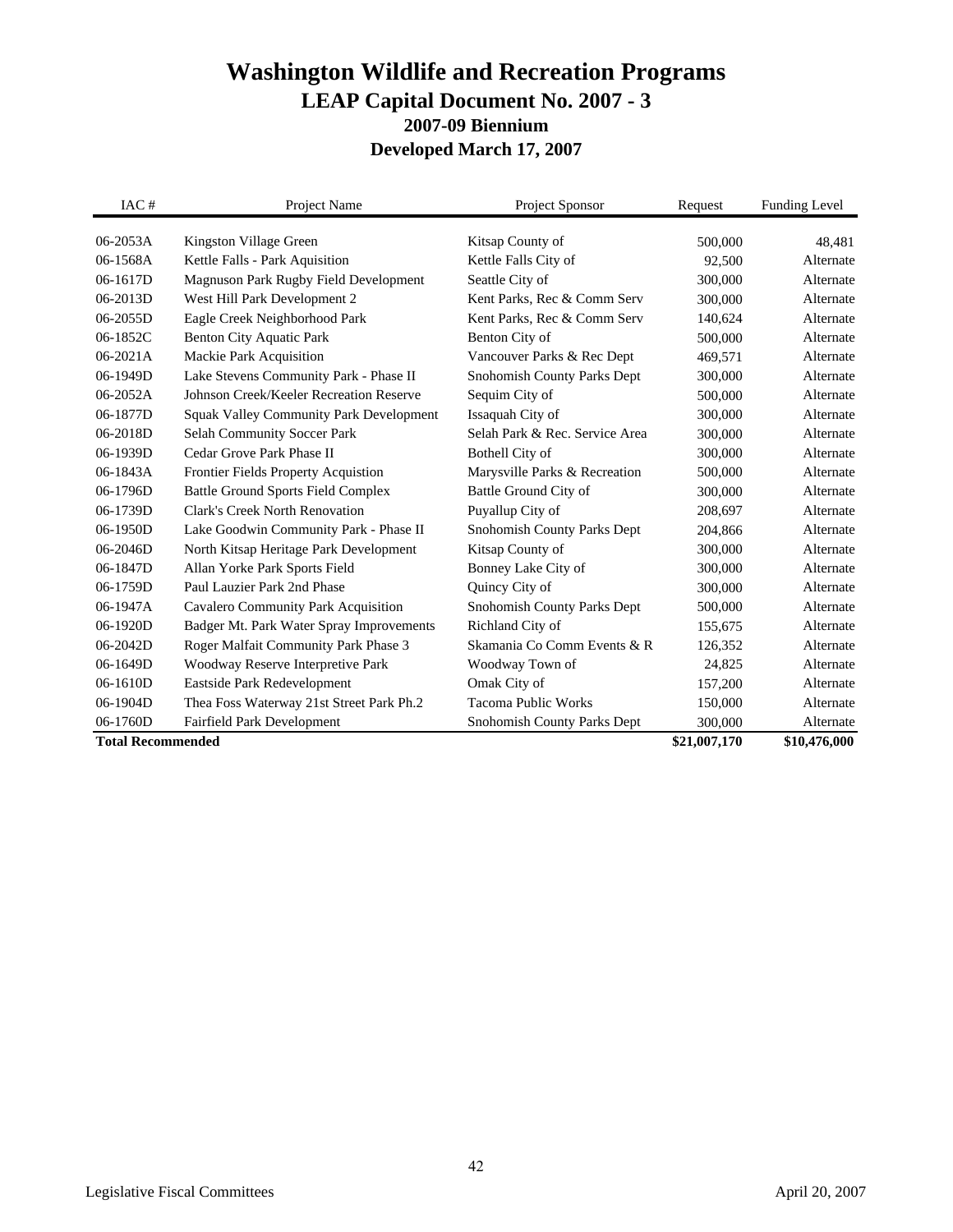# Washington Wildlife and Recreation Programs

## LEAP Capital Document No. 2007 - 3

### 2007-09 Biennium

### Developed March 17, 2007

| IAC # | Project Name | Project Sponsor | Request | Funding Level |
|---|---|---|---|---|
| 06-2053A | Kingston Village Green | Kitsap County of | 500,000 | 48,481 |
| 06-1568A | Kettle Falls - Park Aquisition | Kettle Falls City of | 92,500 | Alternate |
| 06-1617D | Magnuson Park Rugby Field Development | Seattle City of | 300,000 | Alternate |
| 06-2013D | West Hill Park Development 2 | Kent Parks, Rec & Comm Serv | 300,000 | Alternate |
| 06-2055D | Eagle Creek Neighborhood Park | Kent Parks, Rec & Comm Serv | 140,624 | Alternate |
| 06-1852C | Benton City Aquatic Park | Benton City of | 500,000 | Alternate |
| 06-2021A | Mackie Park Acquisition | Vancouver Parks & Rec Dept | 469,571 | Alternate |
| 06-1949D | Lake Stevens Community Park - Phase II | Snohomish County Parks Dept | 300,000 | Alternate |
| 06-2052A | Johnson Creek/Keeler Recreation Reserve | Sequim City of | 500,000 | Alternate |
| 06-1877D | Squak Valley Community Park Development | Issaquah City of | 300,000 | Alternate |
| 06-2018D | Selah Community Soccer Park | Selah Park & Rec. Service Area | 300,000 | Alternate |
| 06-1939D | Cedar Grove Park Phase II | Bothell City of | 300,000 | Alternate |
| 06-1843A | Frontier Fields Property Acquistion | Marysville Parks & Recreation | 500,000 | Alternate |
| 06-1796D | Battle Ground Sports Field Complex | Battle Ground City of | 300,000 | Alternate |
| 06-1739D | Clark's Creek North Renovation | Puyallup City of | 208,697 | Alternate |
| 06-1950D | Lake Goodwin Community Park - Phase II | Snohomish County Parks Dept | 204,866 | Alternate |
| 06-2046D | North Kitsap Heritage Park Development | Kitsap County of | 300,000 | Alternate |
| 06-1847D | Allan Yorke Park Sports Field | Bonney Lake City of | 300,000 | Alternate |
| 06-1759D | Paul Lauzier Park 2nd Phase | Quincy City of | 300,000 | Alternate |
| 06-1947A | Cavalero Community Park Acquisition | Snohomish County Parks Dept | 500,000 | Alternate |
| 06-1920D | Badger Mt. Park Water Spray Improvements | Richland City of | 155,675 | Alternate |
| 06-2042D | Roger Malfait Community Park Phase 3 | Skamania Co Comm Events & R | 126,352 | Alternate |
| 06-1649D | Woodway Reserve Interpretive Park | Woodway Town of | 24,825 | Alternate |
| 06-1610D | Eastside Park Redevelopment | Omak City of | 157,200 | Alternate |
| 06-1904D | Thea Foss Waterway 21st Street Park Ph.2 | Tacoma Public Works | 150,000 | Alternate |
| 06-1760D | Fairfield Park Development | Snohomish County Parks Dept | 300,000 | Alternate |
| **Total Recommended** | | | **$21,007,170** | **$10,476,000** |

Legislative Fiscal Committees | April 20, 2007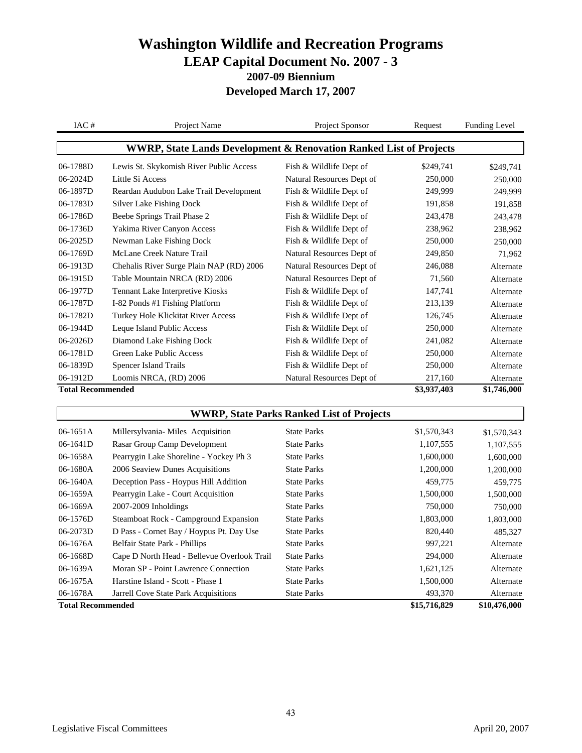# Washington Wildlife and Recreation Programs

## LEAP Capital Document No. 2007 - 3

### 2007-09 Biennium

### Developed March 17, 2007

| IAC # | Project Name | Project Sponsor | Request | Funding Level |
|---|---|---|---|---|
| **WWRP, State Lands Development & Renovation Ranked List of Projects** | | | | |
| 06-1788D | Lewis St. Skykomish River Public Access | Fish & Wildlife Dept of | $249,741 | $249,741 |
| 06-2024D | Little Si Access | Natural Resources Dept of | 250,000 | 250,000 |
| 06-1897D | Reardan Audubon Lake Trail Development | Fish & Wildlife Dept of | 249,999 | 249,999 |
| 06-1783D | Silver Lake Fishing Dock | Fish & Wildlife Dept of | 191,858 | 191,858 |
| 06-1786D | Beebe Springs Trail Phase 2 | Fish & Wildlife Dept of | 243,478 | 243,478 |
| 06-1736D | Yakima River Canyon Access | Fish & Wildlife Dept of | 238,962 | 238,962 |
| 06-2025D | Newman Lake Fishing Dock | Fish & Wildlife Dept of | 250,000 | 250,000 |
| 06-1769D | McLane Creek Nature Trail | Natural Resources Dept of | 249,850 | 71,962 |
| 06-1913D | Chehalis River Surge Plain NAP (RD) 2006 | Natural Resources Dept of | 246,088 | Alternate |
| 06-1915D | Table Mountain NRCA (RD) 2006 | Natural Resources Dept of | 71,560 | Alternate |
| 06-1977D | Tennant Lake Interpretive Kiosks | Fish & Wildlife Dept of | 147,741 | Alternate |
| 06-1787D | I-82 Ponds #1 Fishing Platform | Fish & Wildlife Dept of | 213,139 | Alternate |
| 06-1782D | Turkey Hole Klickitat River Access | Fish & Wildlife Dept of | 126,745 | Alternate |
| 06-1944D | Leque Island Public Access | Fish & Wildlife Dept of | 250,000 | Alternate |
| 06-2026D | Diamond Lake Fishing Dock | Fish & Wildlife Dept of | 241,082 | Alternate |
| 06-1781D | Green Lake Public Access | Fish & Wildlife Dept of | 250,000 | Alternate |
| 06-1839D | Spencer Island Trails | Fish & Wildlife Dept of | 250,000 | Alternate |
| 06-1912D | Loomis NRCA, (RD) 2006 | Natural Resources Dept of | 217,160 | Alternate |
| **Total Recommended** | | | **$3,937,403** | **$1,746,000** |
| **WWRP, State Parks Ranked List of Projects** | | | | |
| 06-1651A | Millersylvania- Miles Acquisition | State Parks | $1,570,343 | $1,570,343 |
| 06-1641D | Rasar Group Camp Development | State Parks | 1,107,555 | 1,107,555 |
| 06-1658A | Pearrygin Lake Shoreline - Yockey Ph 3 | State Parks | 1,600,000 | 1,600,000 |
| 06-1680A | 2006 Seaview Dunes Acquisitions | State Parks | 1,200,000 | 1,200,000 |
| 06-1640A | Deception Pass - Hoypus Hill Addition | State Parks | 459,775 | 459,775 |
| 06-1659A | Pearrygin Lake - Court Acquisition | State Parks | 1,500,000 | 1,500,000 |
| 06-1669A | 2007-2009 Inholdings | State Parks | 750,000 | 750,000 |
| 06-1576D | Steamboat Rock - Campground Expansion | State Parks | 1,803,000 | 1,803,000 |
| 06-2073D | D Pass - Cornet Bay / Hoypus Pt. Day Use | State Parks | 820,440 | 485,327 |
| 06-1676A | Belfair State Park - Phillips | State Parks | 997,221 | Alternate |
| 06-1668D | Cape D North Head - Bellevue Overlook Trail | State Parks | 294,000 | Alternate |
| 06-1639A | Moran SP - Point Lawrence Connection | State Parks | 1,621,125 | Alternate |
| 06-1675A | Harstine Island - Scott - Phase 1 | State Parks | 1,500,000 | Alternate |
| 06-1678A | Jarrell Cove State Park Acquisitions | State Parks | 493,370 | Alternate |
| **Total Recommended** | | | **$15,716,829** | **$10,476,000** |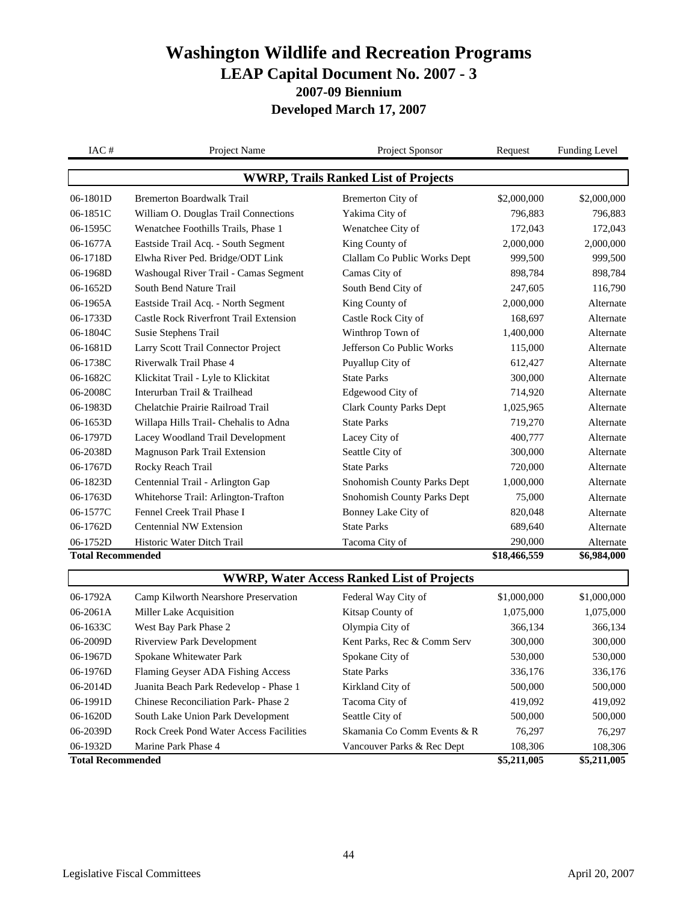# Washington Wildlife and Recreation Programs

## LEAP Capital Document No. 2007 - 3

### 2007-09 Biennium

### Developed March 17, 2007

| IAC # | Project Name | Project Sponsor | Request | Funding Level |
|---|---|---|---|---|
| | **WWRP, Trails Ranked List of Projects** | | | |
| 06-1801D | Bremerton Boardwalk Trail | Bremerton City of | $2,000,000 | $2,000,000 |
| 06-1851C | William O. Douglas Trail Connections | Yakima City of | 796,883 | 796,883 |
| 06-1595C | Wenatchee Foothills Trails, Phase 1 | Wenatchee City of | 172,043 | 172,043 |
| 06-1677A | Eastside Trail Acq. - South Segment | King County of | 2,000,000 | 2,000,000 |
| 06-1718D | Elwha River Ped. Bridge/ODT Link | Clallam Co Public Works Dept | 999,500 | 999,500 |
| 06-1968D | Washougal River Trail - Camas Segment | Camas City of | 898,784 | 898,784 |
| 06-1652D | South Bend Nature Trail | South Bend City of | 247,605 | 116,790 |
| 06-1965A | Eastside Trail Acq. - North Segment | King County of | 2,000,000 | Alternate |
| 06-1733D | Castle Rock Riverfront Trail Extension | Castle Rock City of | 168,697 | Alternate |
| 06-1804C | Susie Stephens Trail | Winthrop Town of | 1,400,000 | Alternate |
| 06-1681D | Larry Scott Trail Connector Project | Jefferson Co Public Works | 115,000 | Alternate |
| 06-1738C | Riverwalk Trail Phase 4 | Puyallup City of | 612,427 | Alternate |
| 06-1682C | Klickitat Trail - Lyle to Klickitat | State Parks | 300,000 | Alternate |
| 06-2008C | Interurban Trail & Trailhead | Edgewood City of | 714,920 | Alternate |
| 06-1983D | Chelatchie Prairie Railroad Trail | Clark County Parks Dept | 1,025,965 | Alternate |
| 06-1653D | Willapa Hills Trail- Chehalis to Adna | State Parks | 719,270 | Alternate |
| 06-1797D | Lacey Woodland Trail Development | Lacey City of | 400,777 | Alternate |
| 06-2038D | Magnuson Park Trail Extension | Seattle City of | 300,000 | Alternate |
| 06-1767D | Rocky Reach Trail | State Parks | 720,000 | Alternate |
| 06-1823D | Centennial Trail - Arlington Gap | Snohomish County Parks Dept | 1,000,000 | Alternate |
| 06-1763D | Whitehorse Trail: Arlington-Trafton | Snohomish County Parks Dept | 75,000 | Alternate |
| 06-1577C | Fennel Creek Trail Phase I | Bonney Lake City of | 820,048 | Alternate |
| 06-1762D | Centennial NW Extension | State Parks | 689,640 | Alternate |
| 06-1752D | Historic Water Ditch Trail | Tacoma City of | 290,000 | Alternate |
| **Total Recommended** | | | **$18,466,559** | **$6,984,000** |
| | **WWRP, Water Access Ranked List of Projects** | | | |
| 06-1792A | Camp Kilworth Nearshore Preservation | Federal Way City of | $1,000,000 | $1,000,000 |
| 06-2061A | Miller Lake Acquisition | Kitsap County of | 1,075,000 | 1,075,000 |
| 06-1633C | West Bay Park Phase 2 | Olympia City of | 366,134 | 366,134 |
| 06-2009D | Riverview Park Development | Kent Parks, Rec & Comm Serv | 300,000 | 300,000 |
| 06-1967D | Spokane Whitewater Park | Spokane City of | 530,000 | 530,000 |
| 06-1976D | Flaming Geyser ADA Fishing Access | State Parks | 336,176 | 336,176 |
| 06-2014D | Juanita Beach Park Redevelop - Phase 1 | Kirkland City of | 500,000 | 500,000 |
| 06-1991D | Chinese Reconciliation Park- Phase 2 | Tacoma City of | 419,092 | 419,092 |
| 06-1620D | South Lake Union Park Development | Seattle City of | 500,000 | 500,000 |
| 06-2039D | Rock Creek Pond Water Access Facilities | Skamania Co Comm Events & R | 76,297 | 76,297 |
| 06-1932D | Marine Park Phase 4 | Vancouver Parks & Rec Dept | 108,306 | 108,306 |
| **Total Recommended** | | | **$5,211,005** | **$5,211,005** |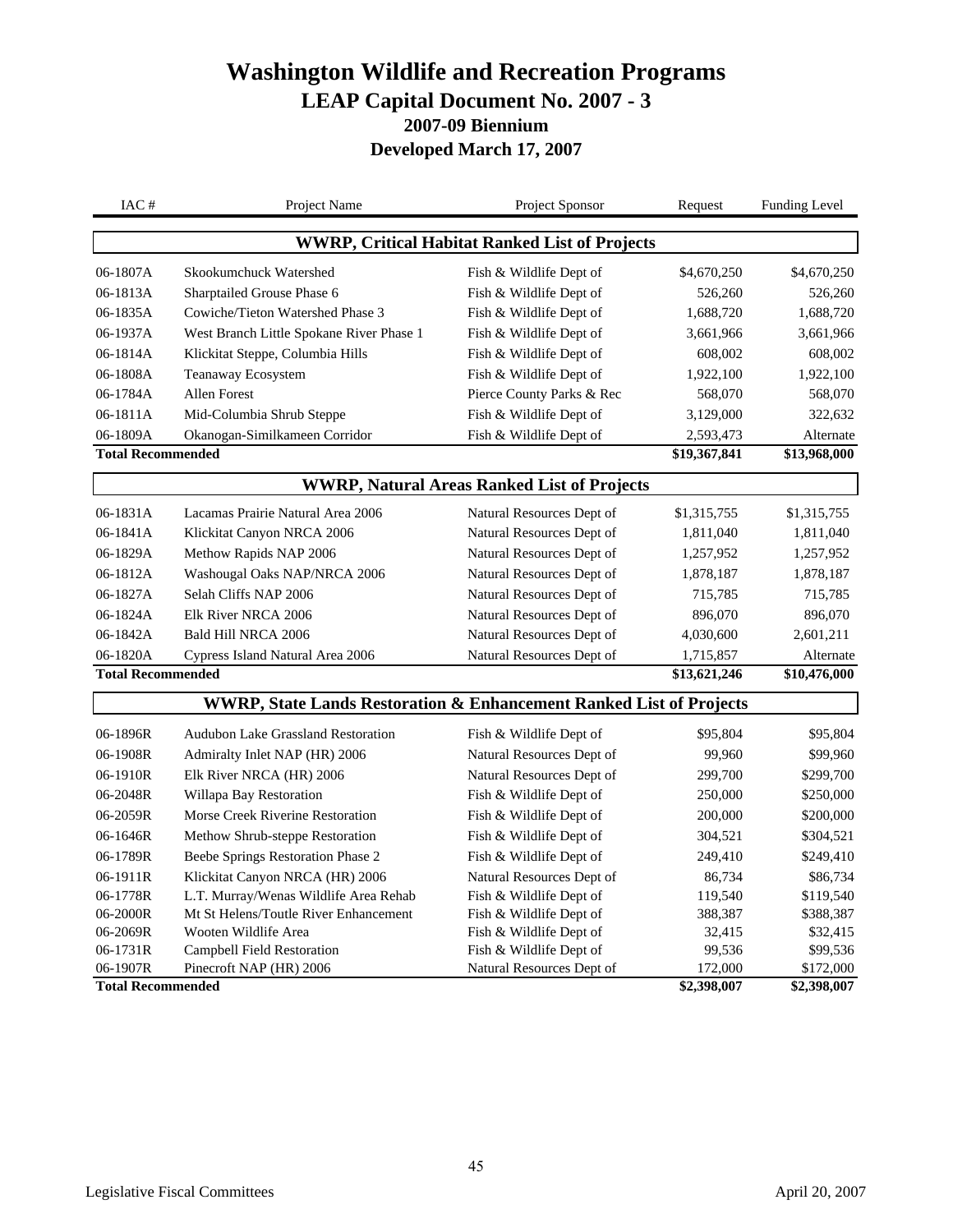# Washington Wildlife and Recreation Programs

## LEAP Capital Document No. 2007 - 3

### 2007-09 Biennium

### Developed March 17, 2007

| IAC # | Project Name | Project Sponsor | Request | Funding Level |
|---|---|---|---|---|
| **WWRP, Critical Habitat Ranked List of Projects** | | | | |
| 06-1807A | Skookumchuck Watershed | Fish & Wildlife Dept of | $4,670,250 | $4,670,250 |
| 06-1813A | Sharptailed Grouse Phase 6 | Fish & Wildlife Dept of | 526,260 | 526,260 |
| 06-1835A | Cowiche/Tieton Watershed Phase 3 | Fish & Wildlife Dept of | 1,688,720 | 1,688,720 |
| 06-1937A | West Branch Little Spokane River Phase 1 | Fish & Wildlife Dept of | 3,661,966 | 3,661,966 |
| 06-1814A | Klickitat Steppe, Columbia Hills | Fish & Wildlife Dept of | 608,002 | 608,002 |
| 06-1808A | Teanaway Ecosystem | Fish & Wildlife Dept of | 1,922,100 | 1,922,100 |
| 06-1784A | Allen Forest | Pierce County Parks & Rec | 568,070 | 568,070 |
| 06-1811A | Mid-Columbia Shrub Steppe | Fish & Wildlife Dept of | 3,129,000 | 322,632 |
| 06-1809A | Okanogan-Similkameen Corridor | Fish & Wildlife Dept of | 2,593,473 | Alternate |
| **Total Recommended** | | | **$19,367,841** | **$13,968,000** |
| **WWRP, Natural Areas Ranked List of Projects** | | | | |
| 06-1831A | Lacamas Prairie Natural Area 2006 | Natural Resources Dept of | $1,315,755 | $1,315,755 |
| 06-1841A | Klickitat Canyon NRCA 2006 | Natural Resources Dept of | 1,811,040 | 1,811,040 |
| 06-1829A | Methow Rapids NAP 2006 | Natural Resources Dept of | 1,257,952 | 1,257,952 |
| 06-1812A | Washougal Oaks NAP/NRCA 2006 | Natural Resources Dept of | 1,878,187 | 1,878,187 |
| 06-1827A | Selah Cliffs NAP 2006 | Natural Resources Dept of | 715,785 | 715,785 |
| 06-1824A | Elk River NRCA 2006 | Natural Resources Dept of | 896,070 | 896,070 |
| 06-1842A | Bald Hill NRCA 2006 | Natural Resources Dept of | 4,030,600 | 2,601,211 |
| 06-1820A | Cypress Island Natural Area 2006 | Natural Resources Dept of | 1,715,857 | Alternate |
| **Total Recommended** | | | **$13,621,246** | **$10,476,000** |
| **WWRP, State Lands Restoration & Enhancement Ranked List of Projects** | | | | |
| 06-1896R | Audubon Lake Grassland Restoration | Fish & Wildlife Dept of | $95,804 | $95,804 |
| 06-1908R | Admiralty Inlet NAP (HR) 2006 | Natural Resources Dept of | 99,960 | $99,960 |
| 06-1910R | Elk River NRCA (HR) 2006 | Natural Resources Dept of | 299,700 | $299,700 |
| 06-2048R | Willapa Bay Restoration | Fish & Wildlife Dept of | 250,000 | $250,000 |
| 06-2059R | Morse Creek Riverine Restoration | Fish & Wildlife Dept of | 200,000 | $200,000 |
| 06-1646R | Methow Shrub-steppe Restoration | Fish & Wildlife Dept of | 304,521 | $304,521 |
| 06-1789R | Beebe Springs Restoration Phase 2 | Fish & Wildlife Dept of | 249,410 | $249,410 |
| 06-1911R | Klickitat Canyon NRCA (HR) 2006 | Natural Resources Dept of | 86,734 | $86,734 |
| 06-1778R | L.T. Murray/Wenas Wildlife Area Rehab | Fish & Wildlife Dept of | 119,540 | $119,540 |
| 06-2000R | Mt St Helens/Toutle River Enhancement | Fish & Wildlife Dept of | 388,387 | $388,387 |
| 06-2069R | Wooten Wildlife Area | Fish & Wildlife Dept of | 32,415 | $32,415 |
| 06-1731R | Campbell Field Restoration | Fish & Wildlife Dept of | 99,536 | $99,536 |
| 06-1907R | Pinecroft NAP (HR) 2006 | Natural Resources Dept of | 172,000 | $172,000 |
| **Total Recommended** | | | **$2,398,007** | **$2,398,007** |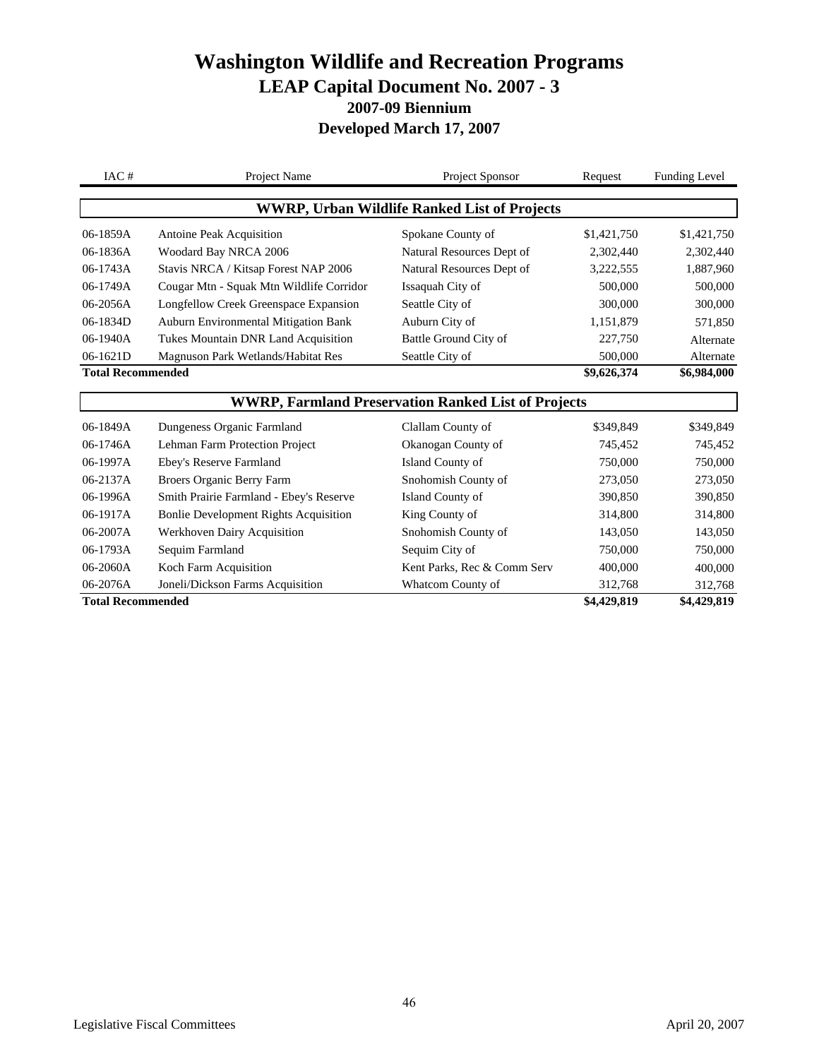# Washington Wildlife and Recreation Programs

## LEAP Capital Document No. 2007 - 3

### 2007-09 Biennium

### Developed March 17, 2007

| IAC # | Project Name | Project Sponsor | Request | Funding Level |
|---|---|---|---|---|
| **WWRP, Urban Wildlife Ranked List of Projects** | | | | |
| 06-1859A | Antoine Peak Acquisition | Spokane County of | $1,421,750 | $1,421,750 |
| 06-1836A | Woodard Bay NRCA 2006 | Natural Resources Dept of | 2,302,440 | 2,302,440 |
| 06-1743A | Stavis NRCA / Kitsap Forest NAP 2006 | Natural Resources Dept of | 3,222,555 | 1,887,960 |
| 06-1749A | Cougar Mtn - Squak Mtn Wildlife Corridor | Issaquah City of | 500,000 | 500,000 |
| 06-2056A | Longfellow Creek Greenspace Expansion | Seattle City of | 300,000 | 300,000 |
| 06-1834D | Auburn Environmental Mitigation Bank | Auburn City of | 1,151,879 | 571,850 |
| 06-1940A | Tukes Mountain DNR Land Acquisition | Battle Ground City of | 227,750 | Alternate |
| 06-1621D | Magnuson Park Wetlands/Habitat Res | Seattle City of | 500,000 | Alternate |
| **Total Recommended** | | | **$9,626,374** | **$6,984,000** |
| **WWRP, Farmland Preservation Ranked List of Projects** | | | | |
| 06-1849A | Dungeness Organic Farmland | Clallam County of | $349,849 | $349,849 |
| 06-1746A | Lehman Farm Protection Project | Okanogan County of | 745,452 | 745,452 |
| 06-1997A | Ebey's Reserve Farmland | Island County of | 750,000 | 750,000 |
| 06-2137A | Broers Organic Berry Farm | Snohomish County of | 273,050 | 273,050 |
| 06-1996A | Smith Prairie Farmland - Ebey's Reserve | Island County of | 390,850 | 390,850 |
| 06-1917A | Bonlie Development Rights Acquisition | King County of | 314,800 | 314,800 |
| 06-2007A | Werkhoven Dairy Acquisition | Snohomish County of | 143,050 | 143,050 |
| 06-1793A | Sequim Farmland | Sequim City of | 750,000 | 750,000 |
| 06-2060A | Koch Farm Acquisition | Kent Parks, Rec & Comm Serv | 400,000 | 400,000 |
| 06-2076A | Joneli/Dickson Farms Acquisition | Whatcom County of | 312,768 | 312,768 |
| **Total Recommended** | | | **$4,429,819** | **$4,429,819** |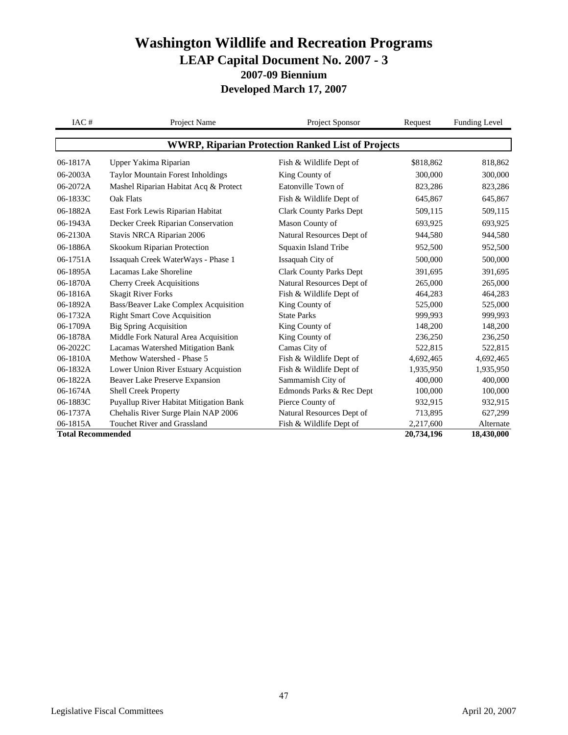# Washington Wildlife and Recreation Programs

## LEAP Capital Document No. 2007 - 3

### 2007-09 Biennium

### Developed March 17, 2007

| IAC # | Project Name | Project Sponsor | Request | Funding Level |
|---|---|---|---|---|
| **WWRP, Riparian Protection Ranked List of Projects** | | | | |
| 06-1817A | Upper Yakima Riparian | Fish & Wildlife Dept of | $818,862 | 818,862 |
| 06-2003A | Taylor Mountain Forest Inholdings | King County of | 300,000 | 300,000 |
| 06-2072A | Mashel Riparian Habitat Acq & Protect | Eatonville Town of | 823,286 | 823,286 |
| 06-1833C | Oak Flats | Fish & Wildlife Dept of | 645,867 | 645,867 |
| 06-1882A | East Fork Lewis Riparian Habitat | Clark County Parks Dept | 509,115 | 509,115 |
| 06-1943A | Decker Creek Riparian Conservation | Mason County of | 693,925 | 693,925 |
| 06-2130A | Stavis NRCA Riparian 2006 | Natural Resources Dept of | 944,580 | 944,580 |
| 06-1886A | Skookum Riparian Protection | Squaxin Island Tribe | 952,500 | 952,500 |
| 06-1751A | Issaquah Creek WaterWays - Phase 1 | Issaquah City of | 500,000 | 500,000 |
| 06-1895A | Lacamas Lake Shoreline | Clark County Parks Dept | 391,695 | 391,695 |
| 06-1870A | Cherry Creek Acquisitions | Natural Resources Dept of | 265,000 | 265,000 |
| 06-1816A | Skagit River Forks | Fish & Wildlife Dept of | 464,283 | 464,283 |
| 06-1892A | Bass/Beaver Lake Complex Acquisition | King County of | 525,000 | 525,000 |
| 06-1732A | Right Smart Cove Acquisition | State Parks | 999,993 | 999,993 |
| 06-1709A | Big Spring Acquisition | King County of | 148,200 | 148,200 |
| 06-1878A | Middle Fork Natural Area Acquisition | King County of | 236,250 | 236,250 |
| 06-2022C | Lacamas Watershed Mitigation Bank | Camas City of | 522,815 | 522,815 |
| 06-1810A | Methow Watershed - Phase 5 | Fish & Wildlife Dept of | 4,692,465 | 4,692,465 |
| 06-1832A | Lower Union River Estuary Acquistion | Fish & Wildlife Dept of | 1,935,950 | 1,935,950 |
| 06-1822A | Beaver Lake Preserve Expansion | Sammamish City of | 400,000 | 400,000 |
| 06-1674A | Shell Creek Property | Edmonds Parks & Rec Dept | 100,000 | 100,000 |
| 06-1883C | Puyallup River Habitat Mitigation Bank | Pierce County of | 932,915 | 932,915 |
| 06-1737A | Chehalis River Surge Plain NAP 2006 | Natural Resources Dept of | 713,895 | 627,299 |
| 06-1815A | Touchet River and Grassland | Fish & Wildlife Dept of | 2,217,600 | Alternate |
| **Total Recommended** | | | **20,734,196** | **18,430,000** |